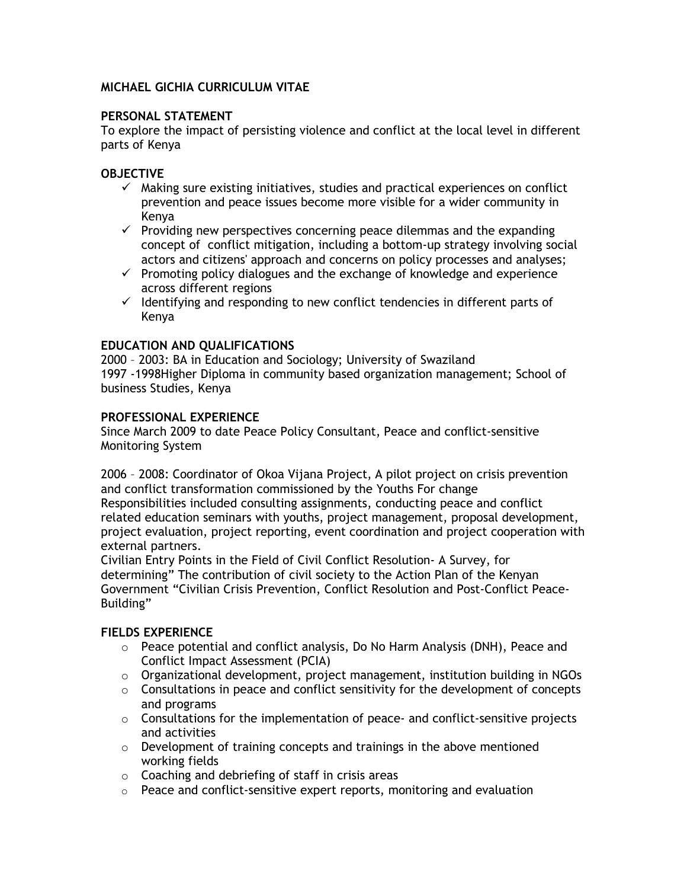# MICHAEL GICHIA CURRICULUM VITAE

## PERSONAL STATEMENT

To explore the impact of persisting violence and conflict at the local level in different parts of Kenya

## OBJECTIVE

- ✓ Making sure existing initiatives, studies and practical experiences on conflict prevention and peace issues become more visible for a wider community in Kenya
- ✓ Providing new perspectives concerning peace dilemmas and the expanding concept of conflict mitigation, including a bottom-up strategy involving social actors and citizens' approach and concerns on policy processes and analyses;
- ✓ Promoting policy dialogues and the exchange of knowledge and experience across different regions
- ✓ Identifying and responding to new conflict tendencies in different parts of Kenya

## EDUCATION AND QUALIFICATIONS

2000 – 2003: BA in Education and Sociology; University of Swaziland
1997 -1998Higher Diploma in community based organization management; School of business Studies, Kenya

## PROFESSIONAL EXPERIENCE

Since March 2009 to date Peace Policy Consultant, Peace and conflict-sensitive Monitoring System

2006 – 2008: Coordinator of Okoa Vijana Project, A pilot project on crisis prevention and conflict transformation commissioned by the Youths For change
Responsibilities included consulting assignments, conducting peace and conflict related education seminars with youths, project management, proposal development, project evaluation, project reporting, event coordination and project cooperation with external partners.
Civilian Entry Points in the Field of Civil Conflict Resolution- A Survey, for determining" The contribution of civil society to the Action Plan of the Kenyan Government "Civilian Crisis Prevention, Conflict Resolution and Post-Conflict Peace-Building"

## FIELDS EXPERIENCE

- Peace potential and conflict analysis, Do No Harm Analysis (DNH), Peace and Conflict Impact Assessment (PCIA)
- Organizational development, project management, institution building in NGOs
- Consultations in peace and conflict sensitivity for the development of concepts and programs
- Consultations for the implementation of peace- and conflict-sensitive projects and activities
- Development of training concepts and trainings in the above mentioned working fields
- Coaching and debriefing of staff in crisis areas
- Peace and conflict-sensitive expert reports, monitoring and evaluation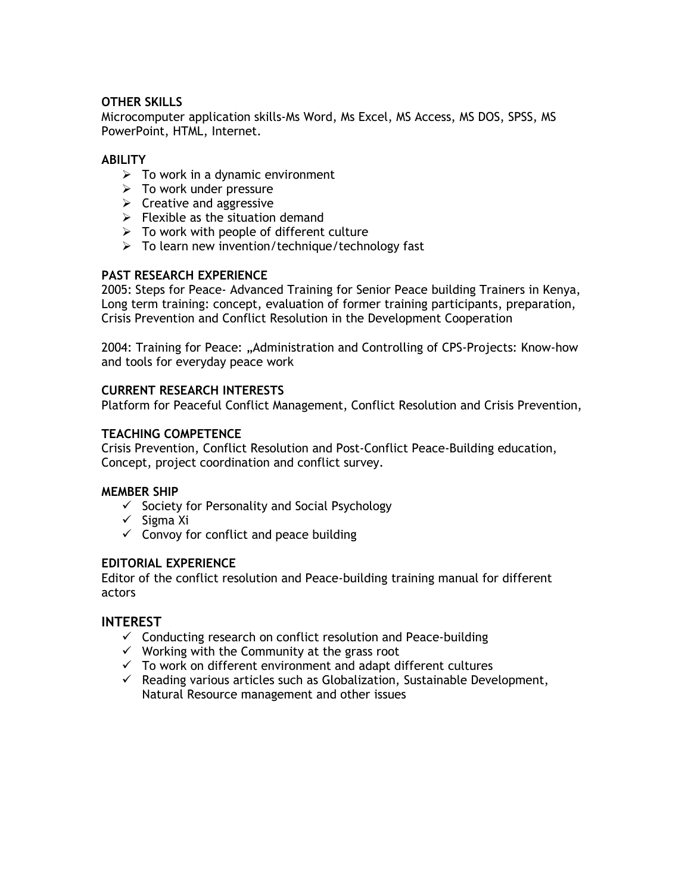### OTHER SKILLS

Microcomputer application skills-Ms Word, Ms Excel, MS Access, MS DOS, SPSS, MS PowerPoint, HTML, Internet.

### ABILITY

- To work in a dynamic environment
- To work under pressure
- Creative and aggressive
- Flexible as the situation demand
- To work with people of different culture
- To learn new invention/technique/technology fast

### PAST RESEARCH EXPERIENCE

2005: Steps for Peace- Advanced Training for Senior Peace building Trainers in Kenya, Long term training: concept, evaluation of former training participants, preparation, Crisis Prevention and Conflict Resolution in the Development Cooperation

2004: Training for Peace: „Administration and Controlling of CPS-Projects: Know-how and tools for everyday peace work

### CURRENT RESEARCH INTERESTS

Platform for Peaceful Conflict Management, Conflict Resolution and Crisis Prevention,

### TEACHING COMPETENCE

Crisis Prevention, Conflict Resolution and Post-Conflict Peace-Building education, Concept, project coordination and conflict survey.

### MEMBER SHIP

- ✓ Society for Personality and Social Psychology
- ✓ Sigma Xi
- ✓ Convoy for conflict and peace building

### EDITORIAL EXPERIENCE

Editor of the conflict resolution and Peace-building training manual for different actors

## INTEREST

- ✓ Conducting research on conflict resolution and Peace-building
- ✓ Working with the Community at the grass root
- ✓ To work on different environment and adapt different cultures
- ✓ Reading various articles such as Globalization, Sustainable Development, Natural Resource management and other issues